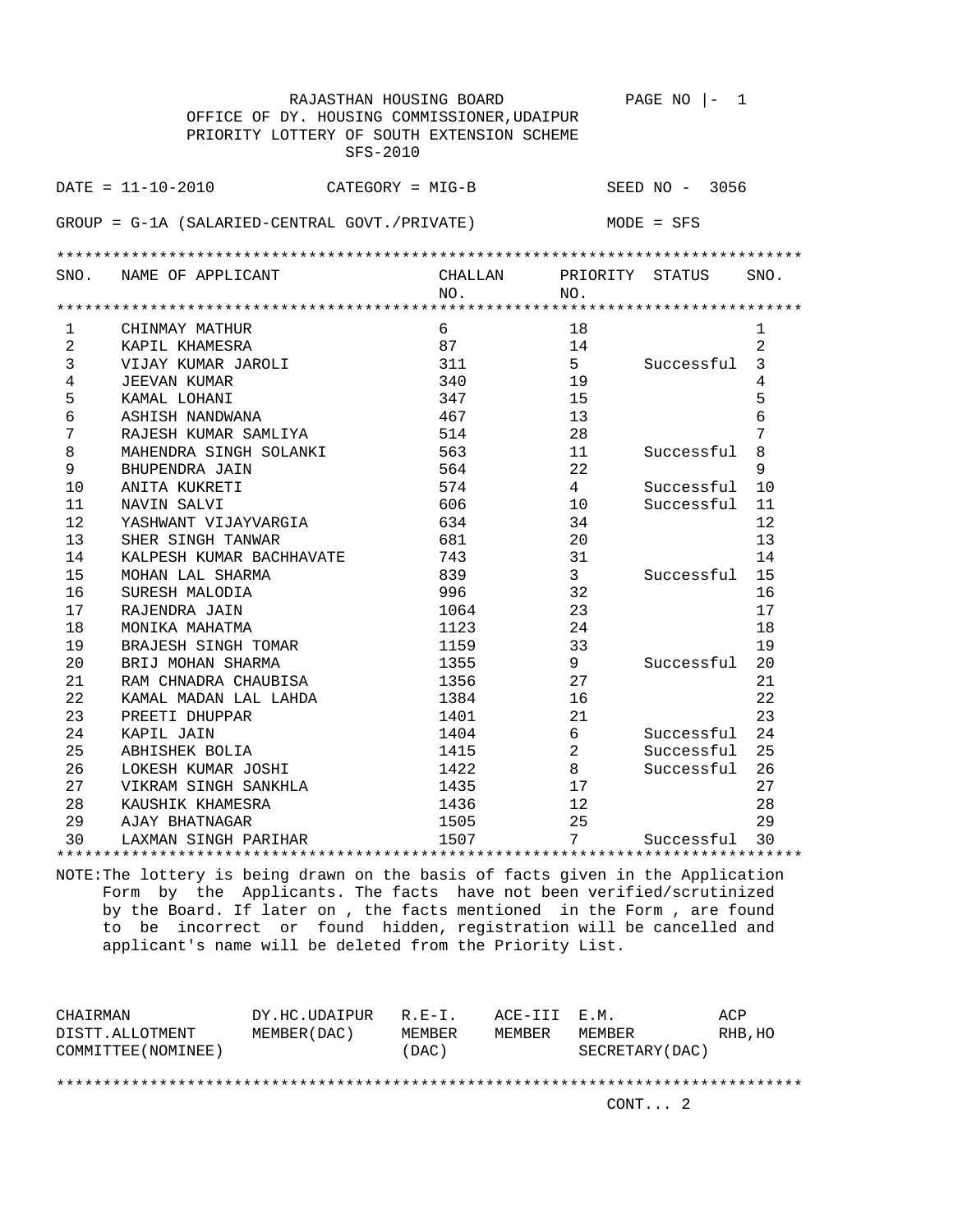RAJASTHAN HOUSING BOARD

OFFICE OF DY. HOUSING COMMISSIONER,UDAIPUR

PRIORITY LOTTERY OF SOUTH EXTENSION SCHEME

SFS-2010

DATE = 11-10-2010 CATEGORY = MIG-B SEED NO - 3056

GROUP = G-1A (SALARIED-CENTRAL GOVT./PRIVATE) MODE = SFS

| SNO. | NAME OF APPLICANT | CHALLAN NO. | PRIORITY NO. | STATUS | SNO. |
|---|---|---|---|---|---|
| 1 | CHINMAY MATHUR | 6 | 18 | | 1 |
| 2 | KAPIL KHAMESRA | 87 | 14 | | 2 |
| 3 | VIJAY KUMAR JAROLI | 311 | 5 | Successful | 3 |
| 4 | JEEVAN KUMAR | 340 | 19 | | 4 |
| 5 | KAMAL LOHANI | 347 | 15 | | 5 |
| 6 | ASHISH NANDWANA | 467 | 13 | | 6 |
| 7 | RAJESH KUMAR SAMLIYA | 514 | 28 | | 7 |
| 8 | MAHENDRA SINGH SOLANKI | 563 | 11 | Successful | 8 |
| 9 | BHUPENDRA JAIN | 564 | 22 | | 9 |
| 10 | ANITA KUKRETI | 574 | 4 | Successful | 10 |
| 11 | NAVIN SALVI | 606 | 10 | Successful | 11 |
| 12 | YASHWANT VIJAYVARGIA | 634 | 34 | | 12 |
| 13 | SHER SINGH TANWAR | 681 | 20 | | 13 |
| 14 | KALPESH KUMAR BACHHAVATE | 743 | 31 | | 14 |
| 15 | MOHAN LAL SHARMA | 839 | 3 | Successful | 15 |
| 16 | SURESH MALODIA | 996 | 32 | | 16 |
| 17 | RAJENDRA JAIN | 1064 | 23 | | 17 |
| 18 | MONIKA MAHATMA | 1123 | 24 | | 18 |
| 19 | BRAJESH SINGH TOMAR | 1159 | 33 | | 19 |
| 20 | BRIJ MOHAN SHARMA | 1355 | 9 | Successful | 20 |
| 21 | RAM CHNADRA CHAUBISA | 1356 | 27 | | 21 |
| 22 | KAMAL MADAN LAL LAHDA | 1384 | 16 | | 22 |
| 23 | PREETI DHUPPAR | 1401 | 21 | | 23 |
| 24 | KAPIL JAIN | 1404 | 6 | Successful | 24 |
| 25 | ABHISHEK BOLIA | 1415 | 2 | Successful | 25 |
| 26 | LOKESH KUMAR JOSHI | 1422 | 8 | Successful | 26 |
| 27 | VIKRAM SINGH SANKHLA | 1435 | 17 | | 27 |
| 28 | KAUSHIK KHAMESRA | 1436 | 12 | | 28 |
| 29 | AJAY BHATNAGAR | 1505 | 25 | | 29 |
| 30 | LAXMAN SINGH PARIHAR | 1507 | 7 | Successful | 30 |

NOTE:The lottery is being drawn on the basis of facts given in the Application Form by the Applicants. The facts have not been verified/scrutinized by the Board. If later on , the facts mentioned in the Form , are found to be incorrect or found hidden, registration will be cancelled and applicant's name will be deleted from the Priority List.

| CHAIRMAN DISTT.ALLOTMENT COMMITTEE(NOMINEE) | DY.HC.UDAIPUR MEMBER(DAC) | R.E-I. MEMBER (DAC) | ACE-III MEMBER | E.M. MEMBER SECRETARY(DAC) | ACP RHB,HO |
|---|---|---|---|---|---|

CONT... 2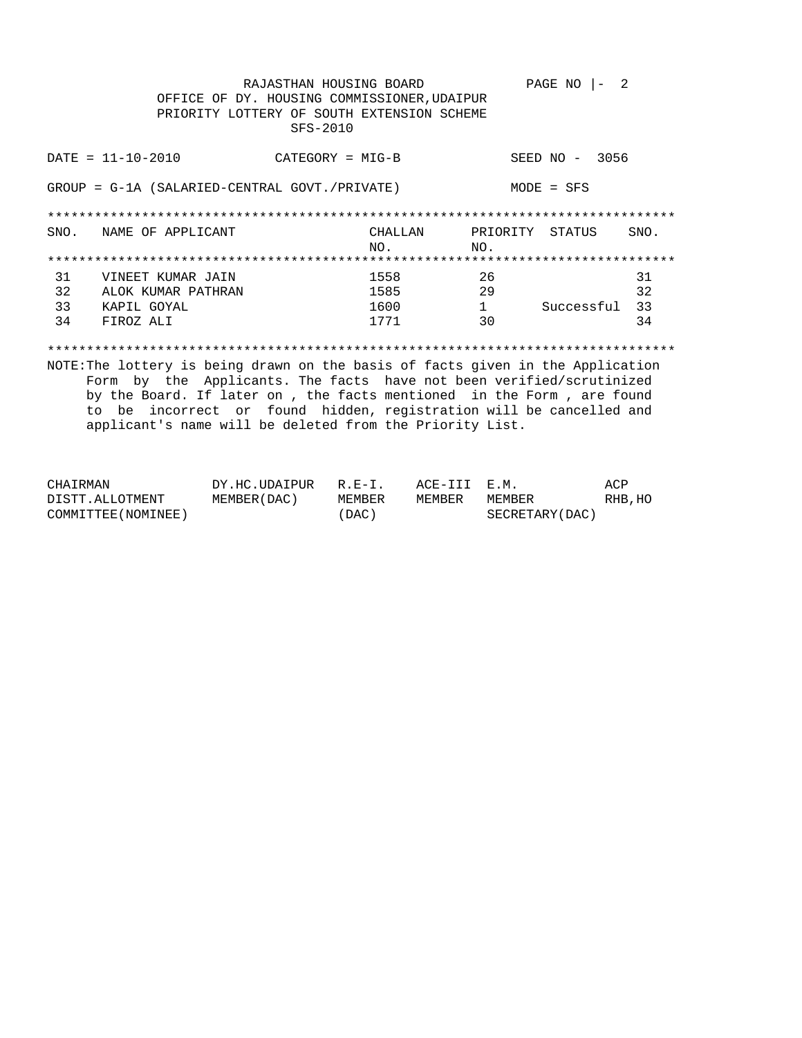RAJASTHAN HOUSING BOARD

OFFICE OF DY. HOUSING COMMISSIONER,UDAIPUR

PRIORITY LOTTERY OF SOUTH EXTENSION SCHEME

SFS-2010

DATE = 11-10-2010 CATEGORY = MIG-B SEED NO - 3056

GROUP = G-1A (SALARIED-CENTRAL GOVT./PRIVATE) MODE = SFS

| SNO. | NAME OF APPLICANT | CHALLAN NO. | PRIORITY NO. | STATUS | SNO. |
|---|---|---|---|---|---|
| 31 | VINEET KUMAR JAIN | 1558 | 26 | | 31 |
| 32 | ALOK KUMAR PATHRAN | 1585 | 29 | | 32 |
| 33 | KAPIL GOYAL | 1600 | 1 | Successful | 33 |
| 34 | FIROZ ALI | 1771 | 30 | | 34 |

NOTE:The lottery is being drawn on the basis of facts given in the Application Form by the Applicants. The facts have not been verified/scrutinized by the Board. If later on , the facts mentioned in the Form , are found to be incorrect or found hidden, registration will be cancelled and applicant's name will be deleted from the Priority List.

| CHAIRMAN DISTT.ALLOTMENT COMMITTEE(NOMINEE) | DY.HC.UDAIPUR MEMBER(DAC) | R.E-I. MEMBER (DAC) | ACE-III MEMBER | E.M. MEMBER SECRETARY(DAC) | ACP RHB,HO |
|---|---|---|---|---|---|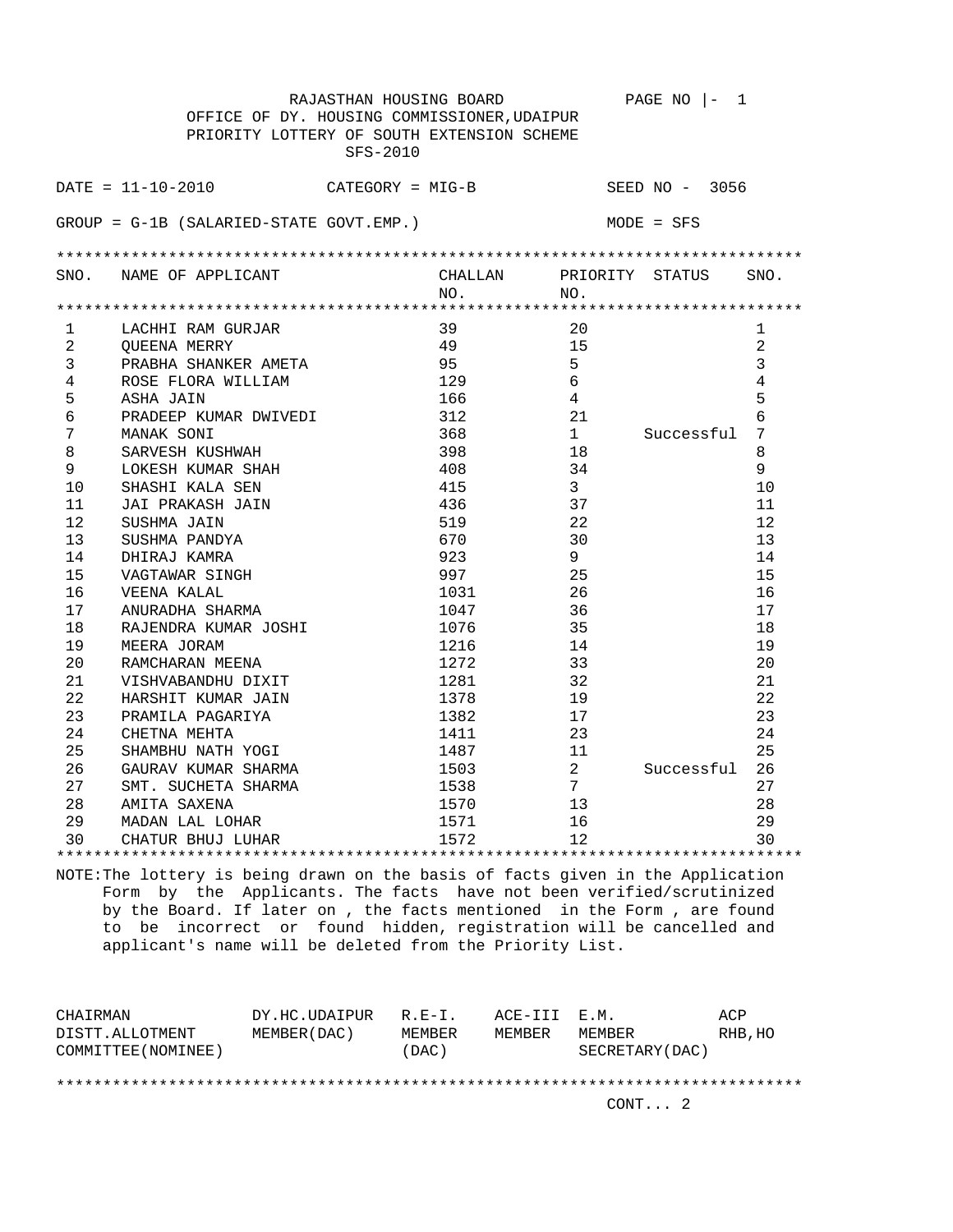RAJASTHAN HOUSING BOARD

OFFICE OF DY. HOUSING COMMISSIONER,UDAIPUR

PRIORITY LOTTERY OF SOUTH EXTENSION SCHEME

SFS-2010

DATE = 11-10-2010          CATEGORY = MIG-B          SEED NO - 3056

GROUP = G-1B (SALARIED-STATE GOVT.EMP.)          MODE = SFS

| SNO. | NAME OF APPLICANT | CHALLAN NO. | PRIORITY NO. | STATUS | SNO. |
|---|---|---|---|---|---|
| 1 | LACHHI RAM GURJAR | 39 | 20 | | 1 |
| 2 | QUEENA MERRY | 49 | 15 | | 2 |
| 3 | PRABHA SHANKER AMETA | 95 | 5 | | 3 |
| 4 | ROSE FLORA WILLIAM | 129 | 6 | | 4 |
| 5 | ASHA JAIN | 166 | 4 | | 5 |
| 6 | PRADEEP KUMAR DWIVEDI | 312 | 21 | | 6 |
| 7 | MANAK SONI | 368 | 1 | Successful | 7 |
| 8 | SARVESH KUSHWAH | 398 | 18 | | 8 |
| 9 | LOKESH KUMAR SHAH | 408 | 34 | | 9 |
| 10 | SHASHI KALA SEN | 415 | 3 | | 10 |
| 11 | JAI PRAKASH JAIN | 436 | 37 | | 11 |
| 12 | SUSHMA JAIN | 519 | 22 | | 12 |
| 13 | SUSHMA PANDYA | 670 | 30 | | 13 |
| 14 | DHIRAJ KAMRA | 923 | 9 | | 14 |
| 15 | VAGTAWAR SINGH | 997 | 25 | | 15 |
| 16 | VEENA KALAL | 1031 | 26 | | 16 |
| 17 | ANURADHA SHARMA | 1047 | 36 | | 17 |
| 18 | RAJENDRA KUMAR JOSHI | 1076 | 35 | | 18 |
| 19 | MEERA JORAM | 1216 | 14 | | 19 |
| 20 | RAMCHARAN MEENA | 1272 | 33 | | 20 |
| 21 | VISHVABANDHU DIXIT | 1281 | 32 | | 21 |
| 22 | HARSHIT KUMAR JAIN | 1378 | 19 | | 22 |
| 23 | PRAMILA PAGARIYA | 1382 | 17 | | 23 |
| 24 | CHETNA MEHTA | 1411 | 23 | | 24 |
| 25 | SHAMBHU NATH YOGI | 1487 | 11 | | 25 |
| 26 | GAURAV KUMAR SHARMA | 1503 | 2 | Successful | 26 |
| 27 | SMT. SUCHETA SHARMA | 1538 | 7 | | 27 |
| 28 | AMITA SAXENA | 1570 | 13 | | 28 |
| 29 | MADAN LAL LOHAR | 1571 | 16 | | 29 |
| 30 | CHATUR BHUJ LUHAR | 1572 | 12 | | 30 |

NOTE:The lottery is being drawn on the basis of facts given in the Application Form by the Applicants. The facts have not been verified/scrutinized by the Board. If later on , the facts mentioned in the Form , are found to be incorrect or found hidden, registration will be cancelled and applicant's name will be deleted from the Priority List.

| CHAIRMAN DISTT.ALLOTMENT COMMITTEE(NOMINEE) | DY.HC.UDAIPUR MEMBER(DAC) | R.E-I. MEMBER (DAC) | ACE-III MEMBER | E.M. MEMBER SECRETARY(DAC) | ACP RHB,HO |
|---|---|---|---|---|---|

CONT... 2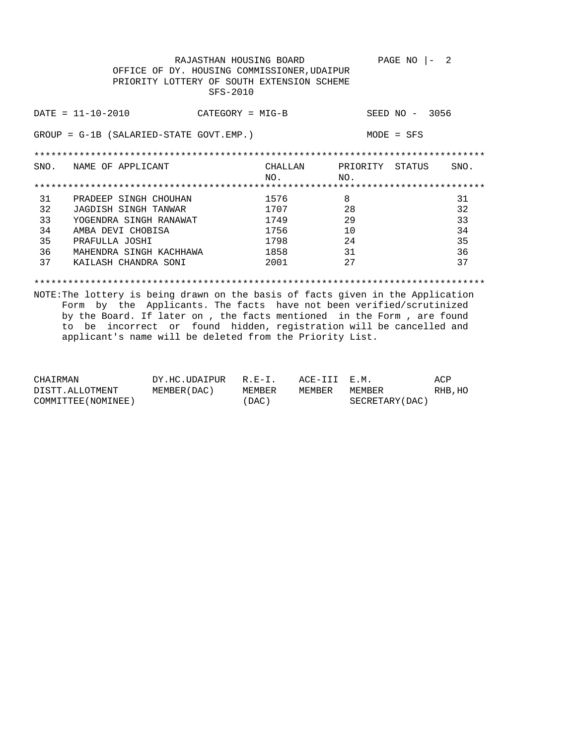RAJASTHAN HOUSING BOARD

PAGE NO |- 2

OFFICE OF DY. HOUSING COMMISSIONER,UDAIPUR

PRIORITY LOTTERY OF SOUTH EXTENSION SCHEME

SFS-2010

DATE = 11-10-2010 CATEGORY = MIG-B SEED NO - 3056

GROUP = G-1B (SALARIED-STATE GOVT.EMP.) MODE = SFS

| SNO. | NAME OF APPLICANT | CHALLAN NO. | PRIORITY NO. | STATUS | SNO. |
|---|---|---|---|---|---|
| 31 | PRADEEP SINGH CHOUHAN | 1576 | 8 | | 31 |
| 32 | JAGDISH SINGH TANWAR | 1707 | 28 | | 32 |
| 33 | YOGENDRA SINGH RANAWAT | 1749 | 29 | | 33 |
| 34 | AMBA DEVI CHOBISA | 1756 | 10 | | 34 |
| 35 | PRAFULLA JOSHI | 1798 | 24 | | 35 |
| 36 | MAHENDRA SINGH KACHHAWA | 1858 | 31 | | 36 |
| 37 | KAILASH CHANDRA SONI | 2001 | 27 | | 37 |

NOTE:The lottery is being drawn on the basis of facts given in the Application Form by the Applicants. The facts have not been verified/scrutinized by the Board. If later on , the facts mentioned in the Form , are found to be incorrect or found hidden, registration will be cancelled and applicant's name will be deleted from the Priority List.

| CHAIRMAN DISTT.ALLOTMENT COMMITTEE(NOMINEE) | DY.HC.UDAIPUR MEMBER(DAC) | R.E-I. MEMBER (DAC) | ACE-III MEMBER | E.M. MEMBER SECRETARY(DAC) | ACP RHB,HO |
|---|---|---|---|---|---|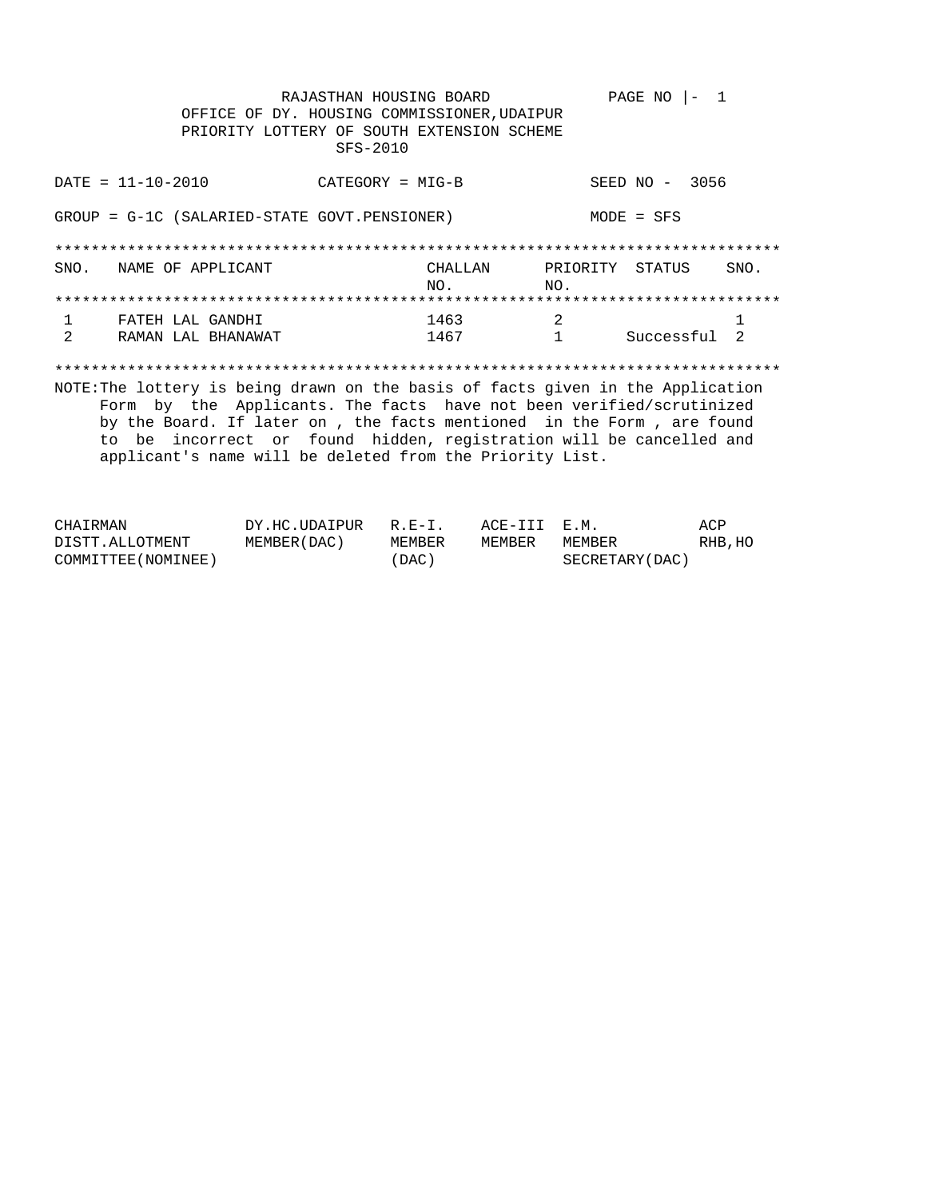RAJASTHAN HOUSING BOARD

OFFICE OF DY. HOUSING COMMISSIONER,UDAIPUR

PRIORITY LOTTERY OF SOUTH EXTENSION SCHEME

SFS-2010

PAGE NO |- 1

DATE = 11-10-2010 CATEGORY = MIG-B SEED NO - 3056

GROUP = G-1C (SALARIED-STATE GOVT.PENSIONER) MODE = SFS

| SNO. | NAME OF APPLICANT | CHALLAN NO. | PRIORITY NO. | STATUS | SNO. |
|---|---|---|---|---|---|
| 1 | FATEH LAL GANDHI | 1463 | 2 | | 1 |
| 2 | RAMAN LAL BHANAWAT | 1467 | 1 | Successful | 2 |

NOTE:The lottery is being drawn on the basis of facts given in the Application Form by the Applicants. The facts have not been verified/scrutinized by the Board. If later on , the facts mentioned in the Form , are found to be incorrect or found hidden, registration will be cancelled and applicant's name will be deleted from the Priority List.

| CHAIRMAN DISTT.ALLOTMENT COMMITTEE(NOMINEE) | DY.HC.UDAIPUR MEMBER(DAC) | R.E-I. MEMBER (DAC) | ACE-III MEMBER | E.M. MEMBER SECRETARY(DAC) | ACP RHB,HO |
|---|---|---|---|---|---|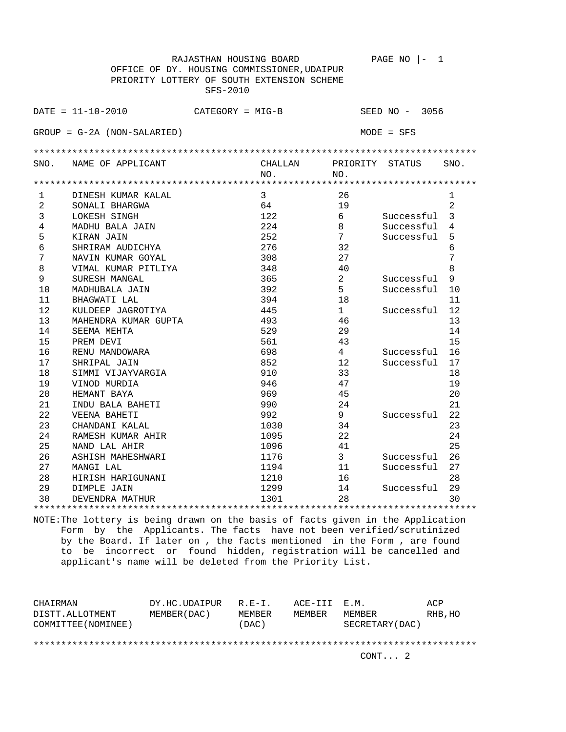RAJASTHAN HOUSING BOARD

OFFICE OF DY. HOUSING COMMISSIONER,UDAIPUR

PRIORITY LOTTERY OF SOUTH EXTENSION SCHEME

SFS-2010

DATE = 11-10-2010 CATEGORY = MIG-B SEED NO - 3056

GROUP = G-2A (NON-SALARIED) MODE = SFS

| SNO. | NAME OF APPLICANT | CHALLAN NO. | PRIORITY NO. | STATUS | SNO. |
|---|---|---|---|---|---|
| 1 | DINESH KUMAR KALAL | 3 | 26 | | 1 |
| 2 | SONALI BHARGWA | 64 | 19 | | 2 |
| 3 | LOKESH SINGH | 122 | 6 | Successful | 3 |
| 4 | MADHU BALA JAIN | 224 | 8 | Successful | 4 |
| 5 | KIRAN JAIN | 252 | 7 | Successful | 5 |
| 6 | SHRIRAM AUDICHYA | 276 | 32 | | 6 |
| 7 | NAVIN KUMAR GOYAL | 308 | 27 | | 7 |
| 8 | VIMAL KUMAR PITLIYA | 348 | 40 | | 8 |
| 9 | SURESH MANGAL | 365 | 2 | Successful | 9 |
| 10 | MADHUBALA JAIN | 392 | 5 | Successful | 10 |
| 11 | BHAGWATI LAL | 394 | 18 | | 11 |
| 12 | KULDEEP JAGROTIYA | 445 | 1 | Successful | 12 |
| 13 | MAHENDRA KUMAR GUPTA | 493 | 46 | | 13 |
| 14 | SEEMA MEHTA | 529 | 29 | | 14 |
| 15 | PREM DEVI | 561 | 43 | | 15 |
| 16 | RENU MANDOWARA | 698 | 4 | Successful | 16 |
| 17 | SHRIPAL JAIN | 852 | 12 | Successful | 17 |
| 18 | SIMMI VIJAYVARGIA | 910 | 33 | | 18 |
| 19 | VINOD MURDIA | 946 | 47 | | 19 |
| 20 | HEMANT BAYA | 969 | 45 | | 20 |
| 21 | INDU BALA BAHETI | 990 | 24 | | 21 |
| 22 | VEENA BAHETI | 992 | 9 | Successful | 22 |
| 23 | CHANDANI KALAL | 1030 | 34 | | 23 |
| 24 | RAMESH KUMAR AHIR | 1095 | 22 | | 24 |
| 25 | NAND LAL AHIR | 1096 | 41 | | 25 |
| 26 | ASHISH MAHESHWARI | 1176 | 3 | Successful | 26 |
| 27 | MANGI LAL | 1194 | 11 | Successful | 27 |
| 28 | HIRISH HARIGUNANI | 1210 | 16 | | 28 |
| 29 | DIMPLE JAIN | 1299 | 14 | Successful | 29 |
| 30 | DEVENDRA MATHUR | 1301 | 28 | | 30 |

NOTE:The lottery is being drawn on the basis of facts given in the Application Form by the Applicants. The facts have not been verified/scrutinized by the Board. If later on , the facts mentioned in the Form , are found to be incorrect or found hidden, registration will be cancelled and applicant's name will be deleted from the Priority List.

| CHAIRMAN DISTT.ALLOTMENT COMMITTEE(NOMINEE) | DY.HC.UDAIPUR MEMBER(DAC) | R.E-I. MEMBER (DAC) | ACE-III MEMBER | E.M. MEMBER SECRETARY(DAC) | ACP RHB,HO |
|---|---|---|---|---|---|

CONT... 2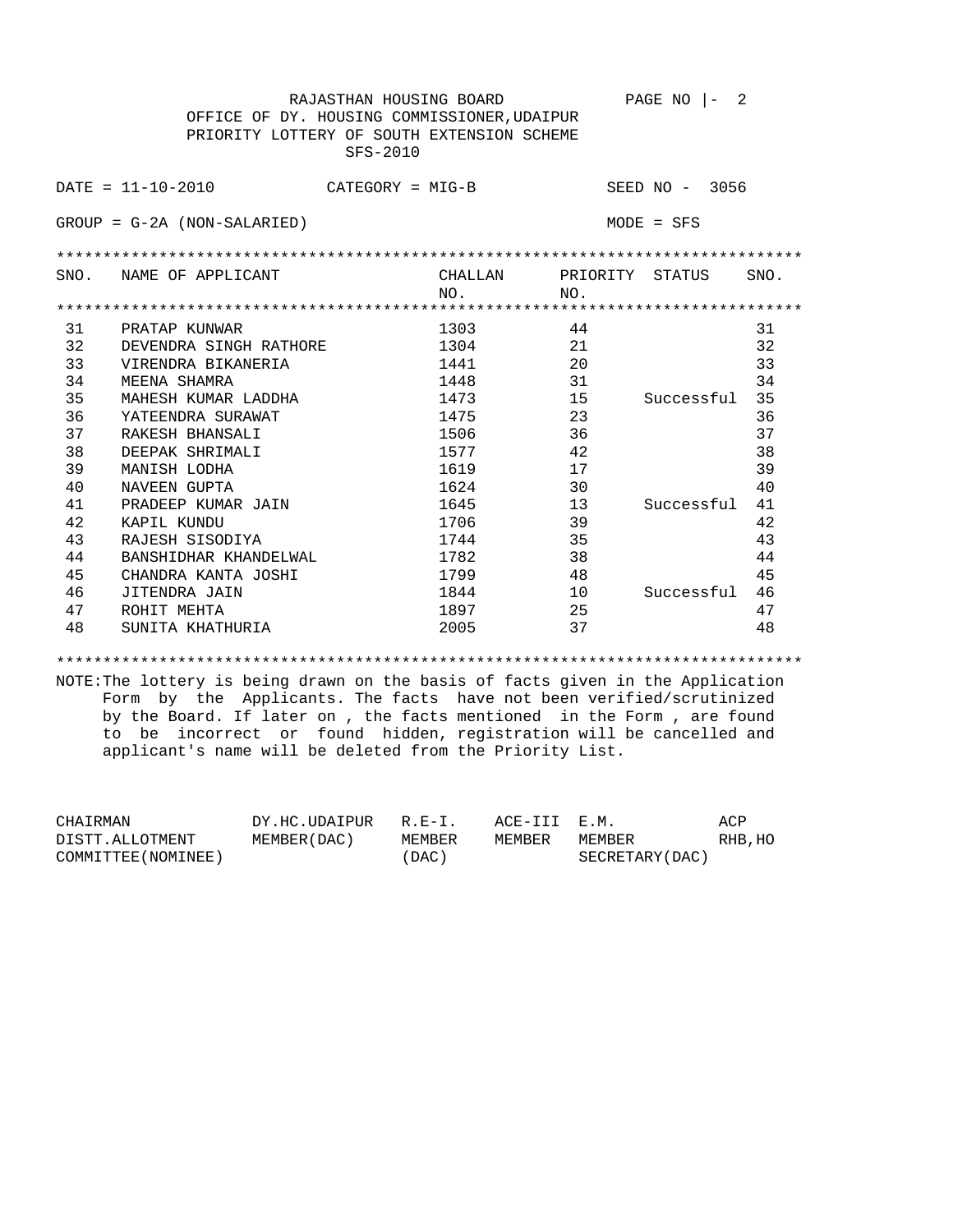RAJASTHAN HOUSING BOARD

OFFICE OF DY. HOUSING COMMISSIONER,UDAIPUR

PRIORITY LOTTERY OF SOUTH EXTENSION SCHEME

SFS-2010

PAGE NO |- 2

DATE = 11-10-2010 CATEGORY = MIG-B SEED NO - 3056

GROUP = G-2A (NON-SALARIED) MODE = SFS

| SNO. | NAME OF APPLICANT | CHALLAN NO. | PRIORITY NO. | STATUS | SNO. |
|---|---|---|---|---|---|
| 31 | PRATAP KUNWAR | 1303 | 44 | | 31 |
| 32 | DEVENDRA SINGH RATHORE | 1304 | 21 | | 32 |
| 33 | VIRENDRA BIKANERIA | 1441 | 20 | | 33 |
| 34 | MEENA SHAMRA | 1448 | 31 | | 34 |
| 35 | MAHESH KUMAR LADDHA | 1473 | 15 | Successful | 35 |
| 36 | YATEENDRA SURAWAT | 1475 | 23 | | 36 |
| 37 | RAKESH BHANSALI | 1506 | 36 | | 37 |
| 38 | DEEPAK SHRIMALI | 1577 | 42 | | 38 |
| 39 | MANISH LODHA | 1619 | 17 | | 39 |
| 40 | NAVEEN GUPTA | 1624 | 30 | | 40 |
| 41 | PRADEEP KUMAR JAIN | 1645 | 13 | Successful | 41 |
| 42 | KAPIL KUNDU | 1706 | 39 | | 42 |
| 43 | RAJESH SISODIYA | 1744 | 35 | | 43 |
| 44 | BANSHIDHAR KHANDELWAL | 1782 | 38 | | 44 |
| 45 | CHANDRA KANTA JOSHI | 1799 | 48 | | 45 |
| 46 | JITENDRA JAIN | 1844 | 10 | Successful | 46 |
| 47 | ROHIT MEHTA | 1897 | 25 | | 47 |
| 48 | SUNITA KHATHURIA | 2005 | 37 | | 48 |

NOTE:The lottery is being drawn on the basis of facts given in the Application Form by the Applicants. The facts have not been verified/scrutinized by the Board. If later on , the facts mentioned in the Form , are found to be incorrect or found hidden, registration will be cancelled and applicant's name will be deleted from the Priority List.

| CHAIRMAN DISTT.ALLOTMENT COMMITTEE(NOMINEE) | DY.HC.UDAIPUR MEMBER(DAC) | R.E-I. MEMBER (DAC) | ACE-III MEMBER | E.M. MEMBER SECRETARY(DAC) | ACP RHB,HO |
|---|---|---|---|---|---|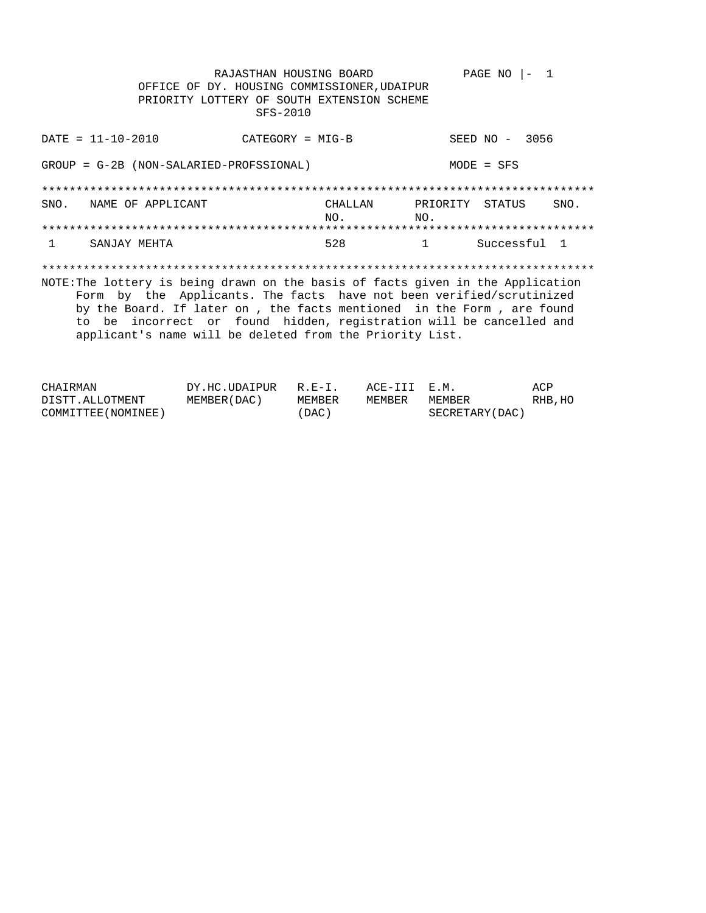RAJASTHAN HOUSING BOARD

OFFICE OF DY. HOUSING COMMISSIONER,UDAIPUR

PRIORITY LOTTERY OF SOUTH EXTENSION SCHEME

SFS-2010

PAGE NO |- 1

DATE = 11-10-2010 CATEGORY = MIG-B SEED NO - 3056

GROUP = G-2B (NON-SALARIED-PROFSSIONAL) MODE = SFS

| SNO. | NAME OF APPLICANT | CHALLAN NO. | PRIORITY NO. | STATUS | SNO. |
|---|---|---|---|---|---|
| 1 | SANJAY MEHTA | 528 | 1 | Successful | 1 |

NOTE:The lottery is being drawn on the basis of facts given in the Application Form by the Applicants. The facts have not been verified/scrutinized by the Board. If later on , the facts mentioned in the Form , are found to be incorrect or found hidden, registration will be cancelled and applicant's name will be deleted from the Priority List.

| CHAIRMAN DISTT.ALLOTMENT COMMITTEE(NOMINEE) | DY.HC.UDAIPUR MEMBER(DAC) | R.E-I. MEMBER (DAC) | ACE-III MEMBER | E.M. MEMBER SECRETARY(DAC) | ACP RHB,HO |
|---|---|---|---|---|---|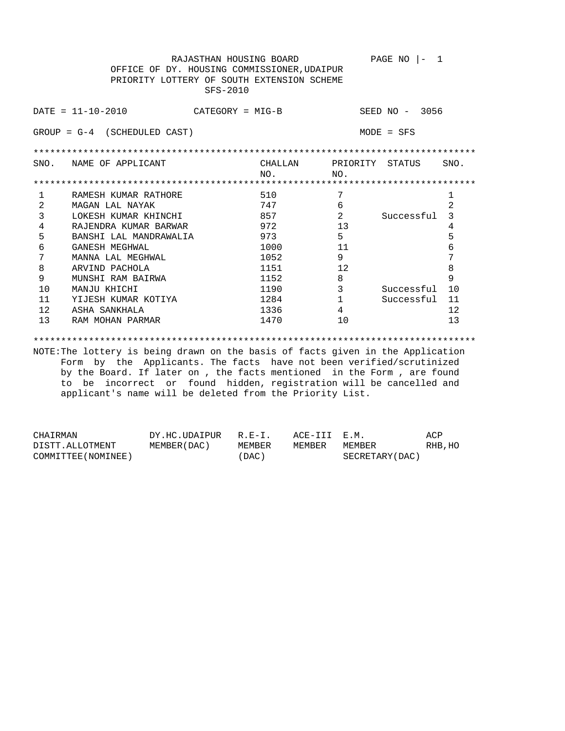RAJASTHAN HOUSING BOARD

OFFICE OF DY. HOUSING COMMISSIONER,UDAIPUR

PRIORITY LOTTERY OF SOUTH EXTENSION SCHEME

SFS-2010

DATE = 11-10-2010 CATEGORY = MIG-B SEED NO - 3056

GROUP = G-4 (SCHEDULED CAST) MODE = SFS

| SNO. | NAME OF APPLICANT | CHALLAN NO. | PRIORITY NO. | STATUS | SNO. |
|---|---|---|---|---|---|
| 1 | RAMESH KUMAR RATHORE | 510 | 7 | | 1 |
| 2 | MAGAN LAL NAYAK | 747 | 6 | | 2 |
| 3 | LOKESH KUMAR KHINCHI | 857 | 2 | Successful | 3 |
| 4 | RAJENDRA KUMAR BARWAR | 972 | 13 | | 4 |
| 5 | BANSHI LAL MANDRAWALIA | 973 | 5 | | 5 |
| 6 | GANESH MEGHWAL | 1000 | 11 | | 6 |
| 7 | MANNA LAL MEGHWAL | 1052 | 9 | | 7 |
| 8 | ARVIND PACHOLA | 1151 | 12 | | 8 |
| 9 | MUNSHI RAM BAIRWA | 1152 | 8 | | 9 |
| 10 | MANJU KHICHI | 1190 | 3 | Successful | 10 |
| 11 | YIJESH KUMAR KOTIYA | 1284 | 1 | Successful | 11 |
| 12 | ASHA SANKHALA | 1336 | 4 | | 12 |
| 13 | RAM MOHAN PARMAR | 1470 | 10 | | 13 |

NOTE:The lottery is being drawn on the basis of facts given in the Application Form by the Applicants. The facts have not been verified/scrutinized by the Board. If later on , the facts mentioned in the Form , are found to be incorrect or found hidden, registration will be cancelled and applicant's name will be deleted from the Priority List.

| CHAIRMAN DISTT.ALLOTMENT COMMITTEE(NOMINEE) | DY.HC.UDAIPUR MEMBER(DAC) | R.E-I. MEMBER (DAC) | ACE-III MEMBER | E.M. MEMBER SECRETARY(DAC) | ACP RHB,HO |
|---|---|---|---|---|---|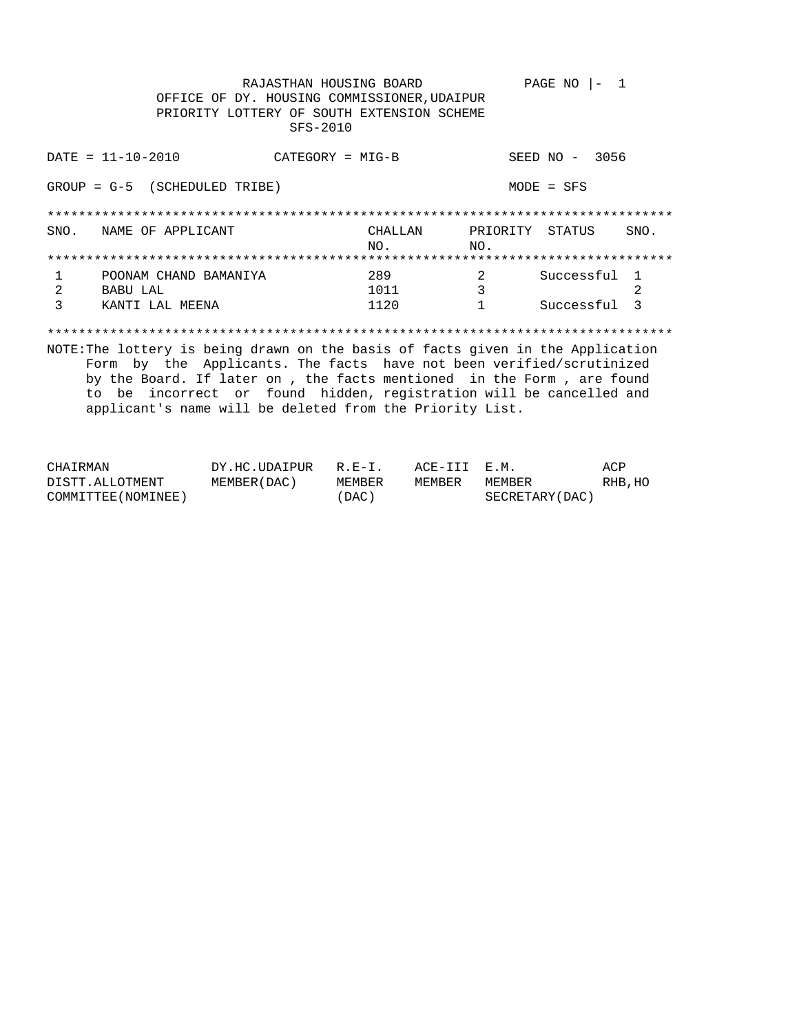RAJASTHAN HOUSING BOARD
OFFICE OF DY. HOUSING COMMISSIONER,UDAIPUR
PRIORITY LOTTERY OF SOUTH EXTENSION SCHEME
SFS-2010

PAGE NO |- 1

DATE = 11-10-2010 CATEGORY = MIG-B SEED NO - 3056

GROUP = G-5 (SCHEDULED TRIBE) MODE = SFS

| SNO. | NAME OF APPLICANT | CHALLAN NO. | PRIORITY NO. | STATUS | SNO. |
|---|---|---|---|---|---|
| 1 | POONAM CHAND BAMANIYA | 289 | 2 | Successful | 1 |
| 2 | BABU LAL | 1011 | 3 | | 2 |
| 3 | KANTI LAL MEENA | 1120 | 1 | Successful | 3 |

NOTE:The lottery is being drawn on the basis of facts given in the Application Form by the Applicants. The facts have not been verified/scrutinized by the Board. If later on , the facts mentioned in the Form , are found to be incorrect or found hidden, registration will be cancelled and applicant's name will be deleted from the Priority List.

| CHAIRMAN DISTT.ALLOTMENT COMMITTEE(NOMINEE) | DY.HC.UDAIPUR MEMBER(DAC) | R.E-I. MEMBER (DAC) | ACE-III MEMBER | E.M. MEMBER SECRETARY(DAC) | ACP RHB,HO |
|---|---|---|---|---|---|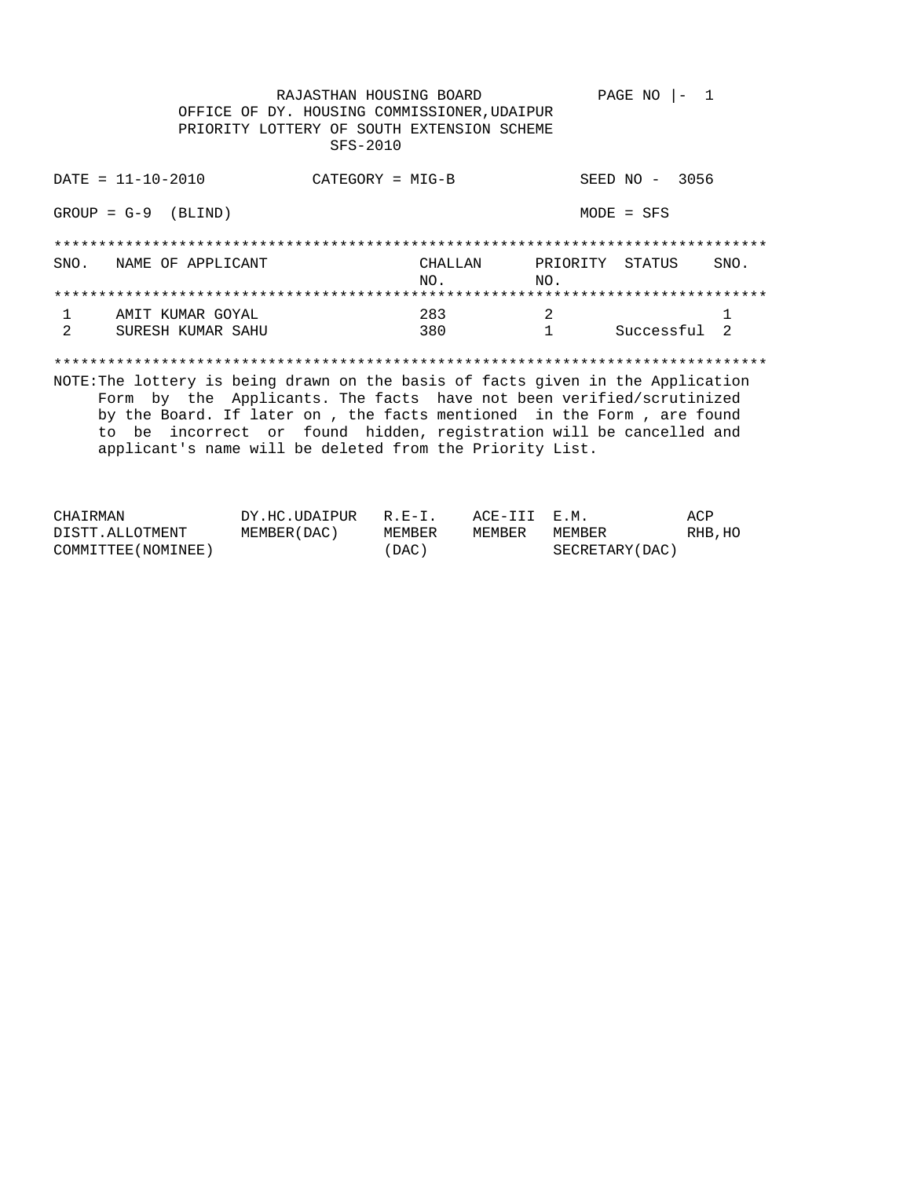RAJASTHAN HOUSING BOARD

PAGE NO |- 1

OFFICE OF DY. HOUSING COMMISSIONER,UDAIPUR

PRIORITY LOTTERY OF SOUTH EXTENSION SCHEME

SFS-2010

DATE = 11-10-2010 CATEGORY = MIG-B SEED NO - 3056

GROUP = G-9 (BLIND) MODE = SFS

| SNO. | NAME OF APPLICANT | CHALLAN NO. | PRIORITY NO. | STATUS | SNO. |
|---|---|---|---|---|---|
| 1 | AMIT KUMAR GOYAL | 283 | 2 | | 1 |
| 2 | SURESH KUMAR SAHU | 380 | 1 | Successful | 2 |

NOTE:The lottery is being drawn on the basis of facts given in the Application Form by the Applicants. The facts have not been verified/scrutinized by the Board. If later on , the facts mentioned in the Form , are found to be incorrect or found hidden, registration will be cancelled and applicant's name will be deleted from the Priority List.

| | | | | | |
|---|---|---|---|---|---|
| CHAIRMAN DISTT.ALLOTMENT COMMITTEE(NOMINEE) | DY.HC.UDAIPUR MEMBER(DAC) | R.E-I. MEMBER (DAC) | ACE-III MEMBER | E.M. MEMBER SECRETARY(DAC) | ACP RHB,HO |